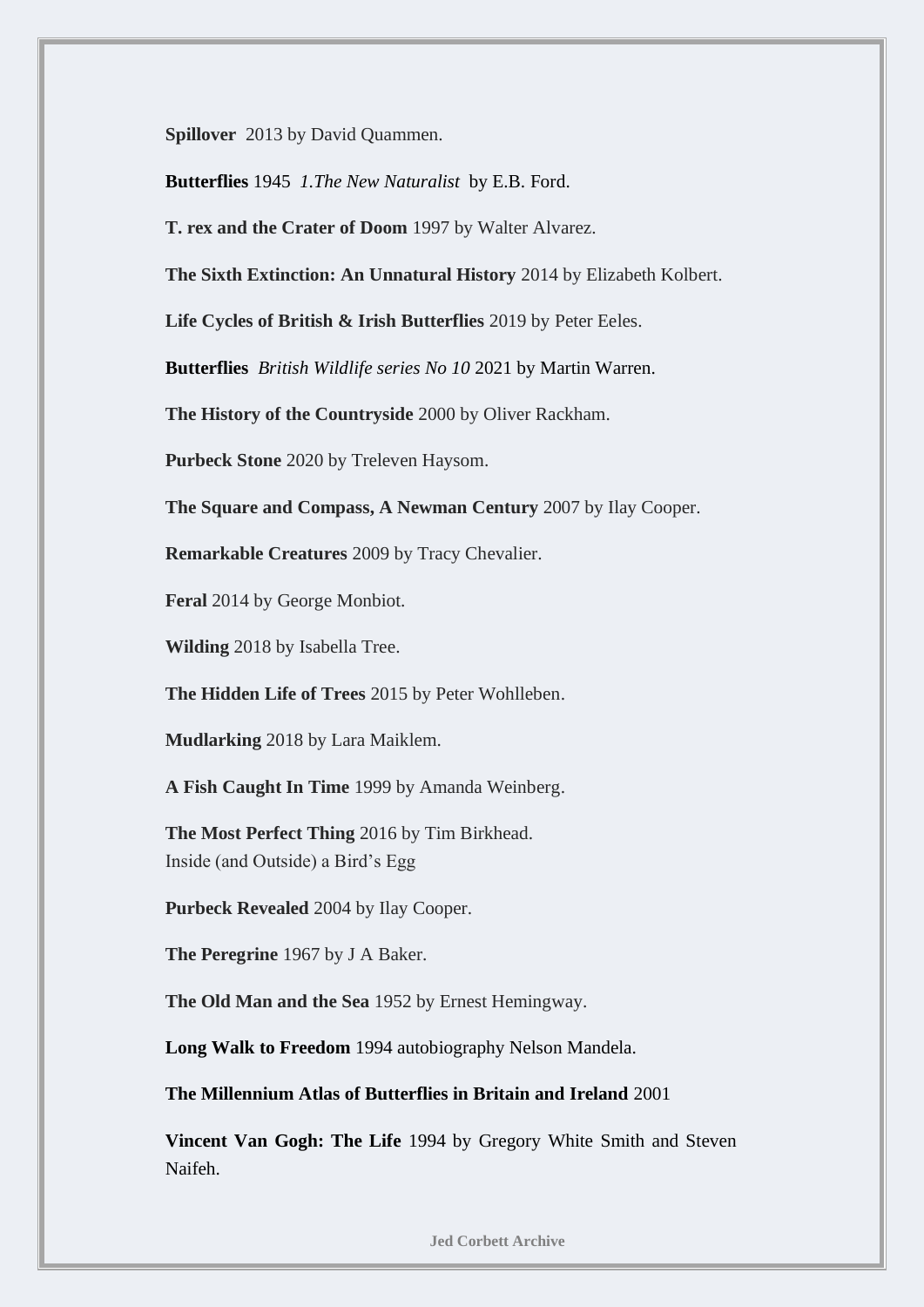**Spillover** 2013 by David Quammen.

**Butterflies** 1945 *1.The New Naturalist* by E.B. Ford.

**T. rex and the Crater of Doom** 1997 by Walter Alvarez.

**The Sixth Extinction: An Unnatural History** 2014 by Elizabeth Kolbert.

**Life Cycles of British & Irish Butterflies** 2019 by Peter Eeles.

**Butterflies** *British Wildlife series No 10* 2021 by Martin Warren.

**The History of the Countryside** 2000 by Oliver Rackham.

**Purbeck Stone** 2020 by Treleven Haysom.

**The Square and Compass, A Newman Century** 2007 by Ilay Cooper.

**Remarkable Creatures** 2009 by Tracy Chevalier.

**Feral** 2014 by George Monbiot.

**Wilding** 2018 by Isabella Tree.

**The Hidden Life of Trees** 2015 by Peter Wohlleben.

**Mudlarking** 2018 by Lara Maiklem.

**A Fish Caught In Time** 1999 by Amanda Weinberg.

**The Most Perfect Thing** 2016 by Tim Birkhead.
Inside (and Outside) a Bird's Egg

**Purbeck Revealed** 2004 by Ilay Cooper.

**The Peregrine** 1967 by J A Baker.

**The Old Man and the Sea** 1952 by Ernest Hemingway.

**Long Walk to Freedom** 1994 autobiography Nelson Mandela.

**The Millennium Atlas of Butterflies in Britain and Ireland** 2001

**Vincent Van Gogh: The Life** 1994 by Gregory White Smith and Steven Naifeh.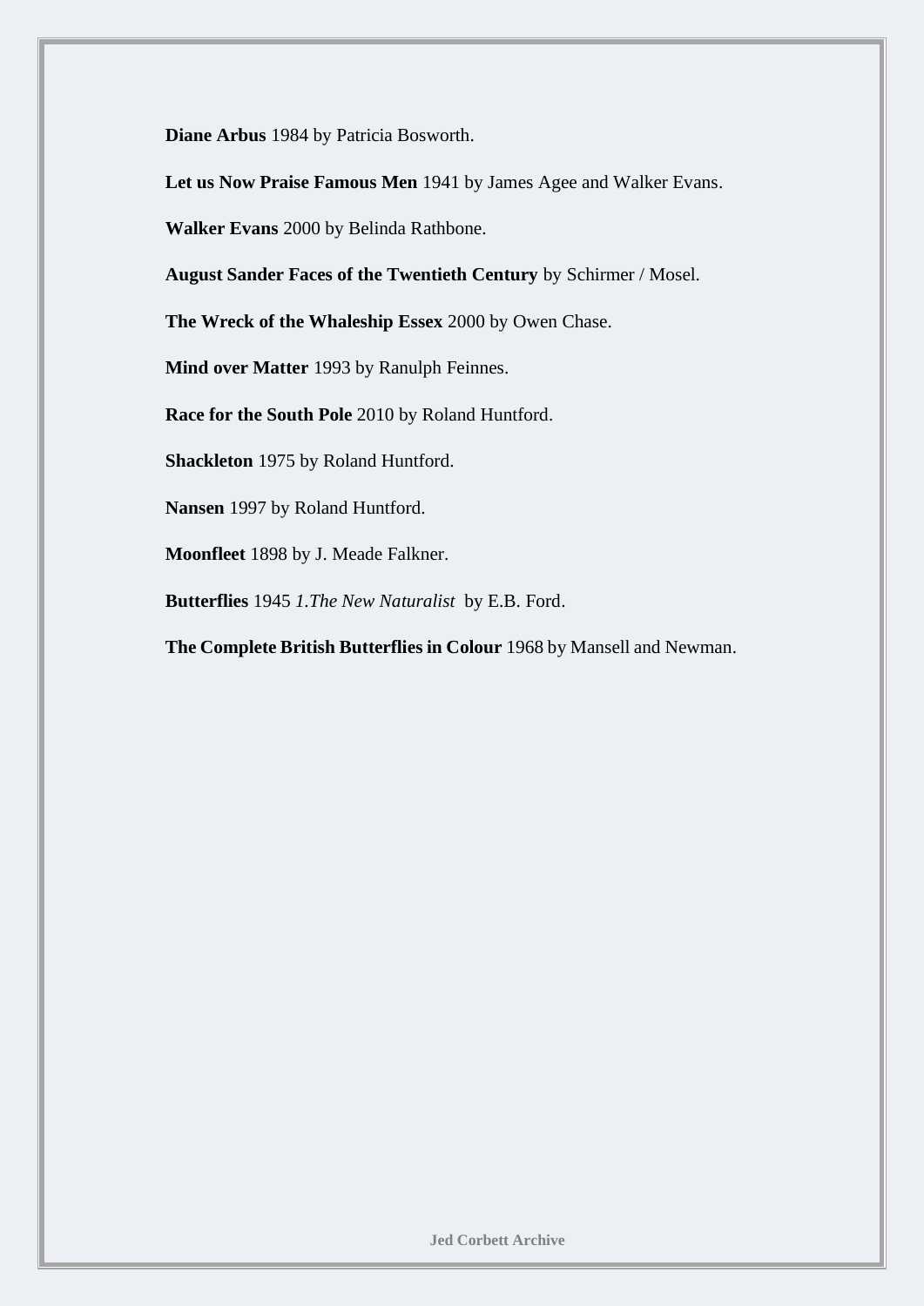**Diane Arbus** 1984 by Patricia Bosworth.

**Let us Now Praise Famous Men** 1941 by James Agee and Walker Evans.

**Walker Evans** 2000 by Belinda Rathbone.

**August Sander Faces of the Twentieth Century** by Schirmer / Mosel.

**The Wreck of the Whaleship Essex** 2000 by Owen Chase.

**Mind over Matter** 1993 by Ranulph Feinnes.

**Race for the South Pole** 2010 by Roland Huntford.

**Shackleton** 1975 by Roland Huntford.

**Nansen** 1997 by Roland Huntford.

**Moonfleet** 1898 by J. Meade Falkner.

**Butterflies** 1945 *1.The New Naturalist* by E.B. Ford.

**The Complete British Butterflies in Colour** 1968 by Mansell and Newman.